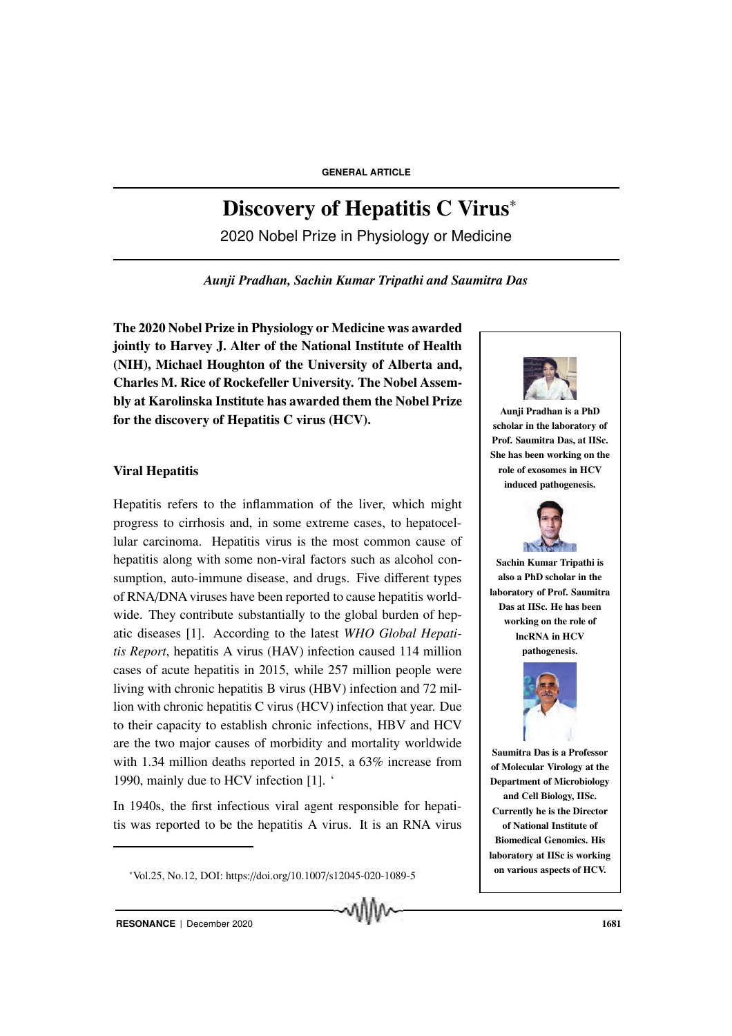GENERAL ARTICLE

# Discovery of Hepatitis C Virus*

## 2020 Nobel Prize in Physiology or Medicine

*Aunji Pradhan, Sachin Kumar Tripathi and Saumitra Das*

**The 2020 Nobel Prize in Physiology or Medicine was awarded jointly to Harvey J. Alter of the National Institute of Health (NIH), Michael Houghton of the University of Alberta and, Charles M. Rice of Rockefeller University. The Nobel Assembly at Karolinska Institute has awarded them the Nobel Prize for the discovery of Hepatitis C virus (HCV).**

**Aunji Pradhan is a PhD scholar in the laboratory of Prof. Saumitra Das, at IISc. She has been working on the role of exosomes in HCV induced pathogenesis.**

**Sachin Kumar Tripathi is also a PhD scholar in the laboratory of Prof. Saumitra Das at IISc. He has been working on the role of lncRNA in HCV pathogenesis.**

**Saumitra Das is a Professor of Molecular Virology at the Department of Microbiology and Cell Biology, IISc. Currently he is the Director of National Institute of Biomedical Genomics. His laboratory at IISc is working on various aspects of HCV.**

### Viral Hepatitis

Hepatitis refers to the inflammation of the liver, which might progress to cirrhosis and, in some extreme cases, to hepatocellular carcinoma. Hepatitis virus is the most common cause of hepatitis along with some non-viral factors such as alcohol consumption, auto-immune disease, and drugs. Five different types of RNA/DNA viruses have been reported to cause hepatitis worldwide. They contribute substantially to the global burden of hepatic diseases [1]. According to the latest *WHO Global Hepatitis Report*, hepatitis A virus (HAV) infection caused 114 million cases of acute hepatitis in 2015, while 257 million people were living with chronic hepatitis B virus (HBV) infection and 72 million with chronic hepatitis C virus (HCV) infection that year. Due to their capacity to establish chronic infections, HBV and HCV are the two major causes of morbidity and mortality worldwide with 1.34 million deaths reported in 2015, a 63% increase from 1990, mainly due to HCV infection [1]. '

In 1940s, the first infectious viral agent responsible for hepatitis was reported to be the hepatitis A virus. It is an RNA virus

*Vol.25, No.12, DOI: https://doi.org/10.1007/s12045-020-1089-5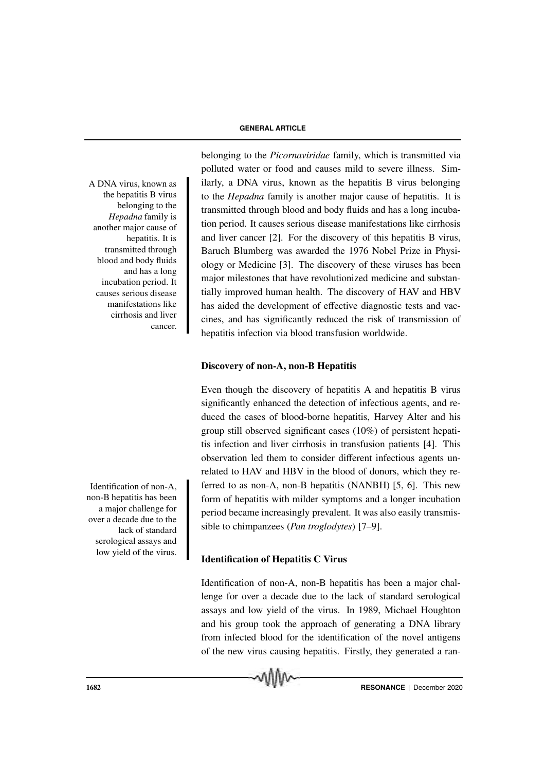belonging to the *Picornaviridae* family, which is transmitted via polluted water or food and causes mild to severe illness. Similarly, a DNA virus, known as the hepatitis B virus belonging to the *Hepadna* family is another major cause of hepatitis. It is transmitted through blood and body fluids and has a long incubation period. It causes serious disease manifestations like cirrhosis and liver cancer [2]. For the discovery of this hepatitis B virus, Baruch Blumberg was awarded the 1976 Nobel Prize in Physiology or Medicine [3]. The discovery of these viruses has been major milestones that have revolutionized medicine and substantially improved human health. The discovery of HAV and HBV has aided the development of effective diagnostic tests and vaccines, and has significantly reduced the risk of transmission of hepatitis infection via blood transfusion worldwide.

A DNA virus, known as the hepatitis B virus belonging to the *Hepadna* family is another major cause of hepatitis. It is transmitted through blood and body fluids and has a long incubation period. It causes serious disease manifestations like cirrhosis and liver cancer.

### Discovery of non-A, non-B Hepatitis

Even though the discovery of hepatitis A and hepatitis B virus significantly enhanced the detection of infectious agents, and reduced the cases of blood-borne hepatitis, Harvey Alter and his group still observed significant cases (10%) of persistent hepatitis infection and liver cirrhosis in transfusion patients [4]. This observation led them to consider different infectious agents unrelated to HAV and HBV in the blood of donors, which they referred to as non-A, non-B hepatitis (NANBH) [5, 6]. This new form of hepatitis with milder symptoms and a longer incubation period became increasingly prevalent. It was also easily transmissible to chimpanzees (*Pan troglodytes*) [7–9].

Identification of non-A, non-B hepatitis has been a major challenge for over a decade due to the lack of standard serological assays and low yield of the virus.

### Identification of Hepatitis C Virus

Identification of non-A, non-B hepatitis has been a major challenge for over a decade due to the lack of standard serological assays and low yield of the virus. In 1989, Michael Houghton and his group took the approach of generating a DNA library from infected blood for the identification of the novel antigens of the new virus causing hepatitis. Firstly, they generated a ran-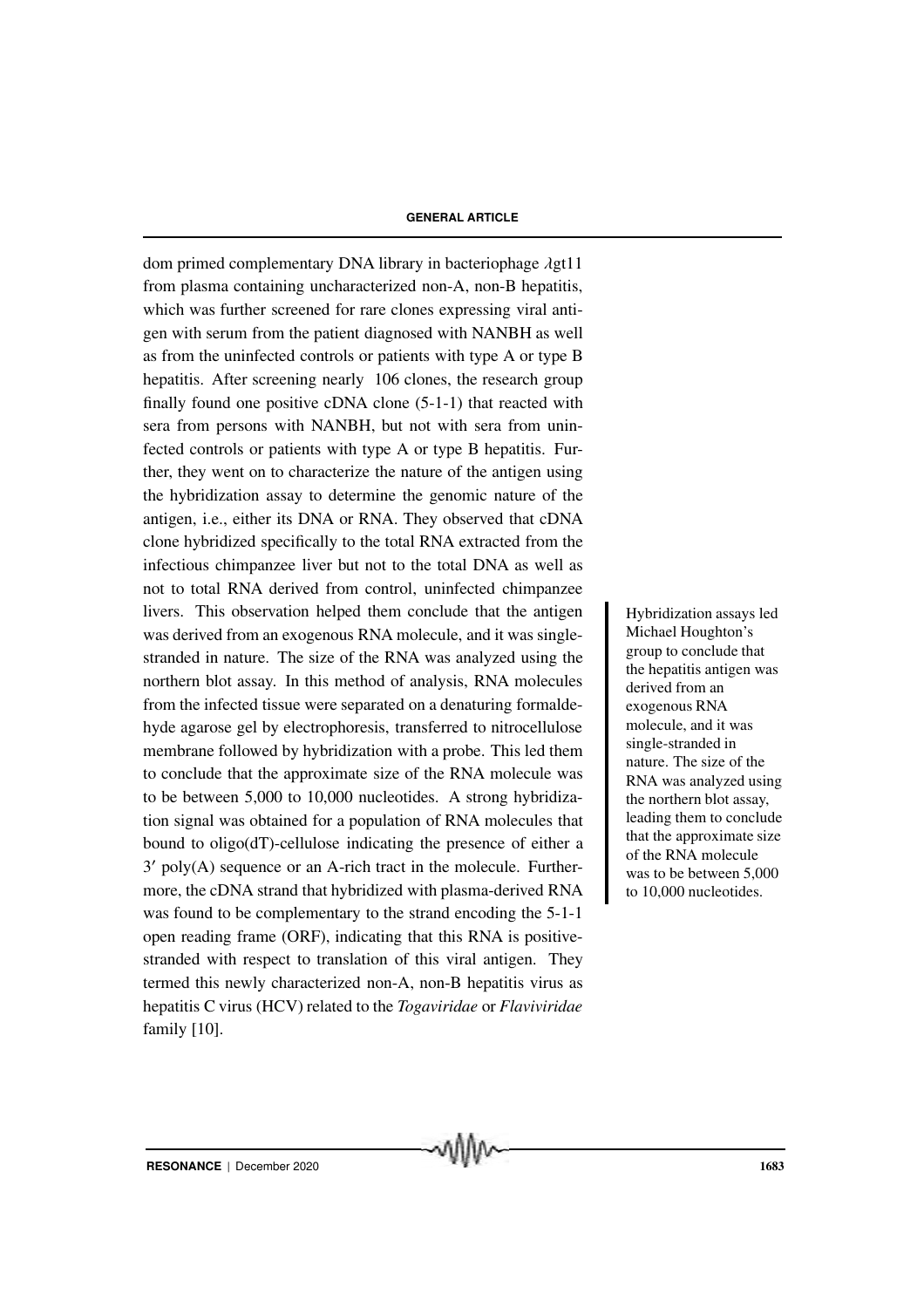dom primed complementary DNA library in bacteriophage $\lambda$gt11 from plasma containing uncharacterized non-A, non-B hepatitis, which was further screened for rare clones expressing viral antigen with serum from the patient diagnosed with NANBH as well as from the uninfected controls or patients with type A or type B hepatitis. After screening nearly 106 clones, the research group finally found one positive cDNA clone (5-1-1) that reacted with sera from persons with NANBH, but not with sera from uninfected controls or patients with type A or type B hepatitis. Further, they went on to characterize the nature of the antigen using the hybridization assay to determine the genomic nature of the antigen, i.e., either its DNA or RNA. They observed that cDNA clone hybridized specifically to the total RNA extracted from the infectious chimpanzee liver but not to the total DNA as well as not to total RNA derived from control, uninfected chimpanzee livers. This observation helped them conclude that the antigen was derived from an exogenous RNA molecule, and it was single-stranded in nature. The size of the RNA was analyzed using the northern blot assay. In this method of analysis, RNA molecules from the infected tissue were separated on a denaturing formaldehyde agarose gel by electrophoresis, transferred to nitrocellulose membrane followed by hybridization with a probe. This led them to conclude that the approximate size of the RNA molecule was to be between 5,000 to 10,000 nucleotides. A strong hybridization signal was obtained for a population of RNA molecules that bound to oligo(dT)-cellulose indicating the presence of either a $3'$ poly(A) sequence or an A-rich tract in the molecule. Furthermore, the cDNA strand that hybridized with plasma-derived RNA was found to be complementary to the strand encoding the 5-1-1 open reading frame (ORF), indicating that this RNA is positive-stranded with respect to translation of this viral antigen. They termed this newly characterized non-A, non-B hepatitis virus as hepatitis C virus (HCV) related to the *Togaviridae* or *Flaviviridae* family [10].

> Hybridization assays led Michael Houghton's group to conclude that the hepatitis antigen was derived from an exogenous RNA molecule, and it was single-stranded in nature. The size of the RNA was analyzed using the northern blot assay, leading them to conclude that the approximate size of the RNA molecule was to be between 5,000 to 10,000 nucleotides.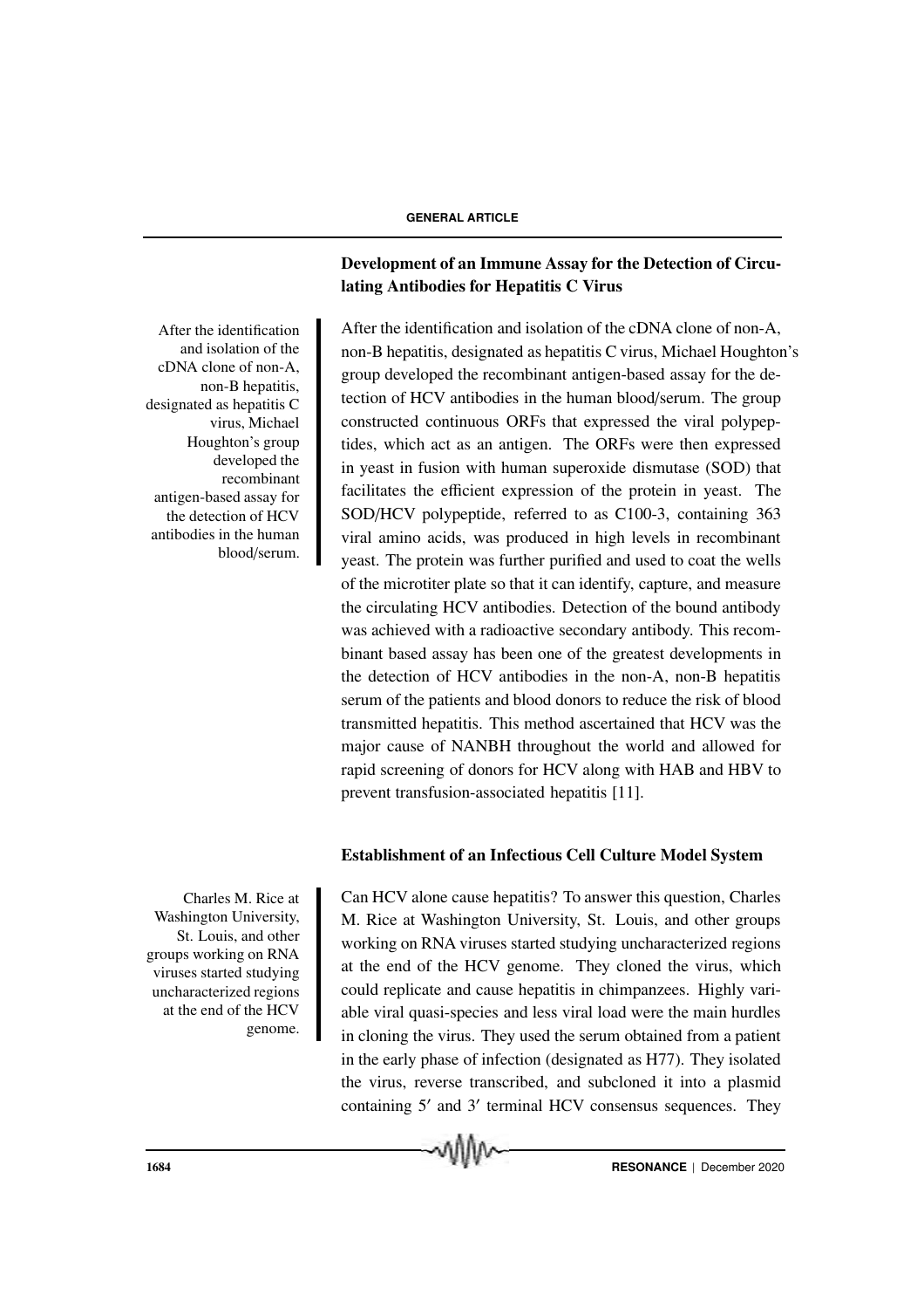## Development of an Immune Assay for the Detection of Circulating Antibodies for Hepatitis C Virus

After the identification and isolation of the cDNA clone of non-A, non-B hepatitis, designated as hepatitis C virus, Michael Houghton's group developed the recombinant antigen-based assay for the detection of HCV antibodies in the human blood/serum.

After the identification and isolation of the cDNA clone of non-A, non-B hepatitis, designated as hepatitis C virus, Michael Houghton's group developed the recombinant antigen-based assay for the detection of HCV antibodies in the human blood/serum. The group constructed continuous ORFs that expressed the viral polypeptides, which act as an antigen. The ORFs were then expressed in yeast in fusion with human superoxide dismutase (SOD) that facilitates the efficient expression of the protein in yeast. The SOD/HCV polypeptide, referred to as C100-3, containing 363 viral amino acids, was produced in high levels in recombinant yeast. The protein was further purified and used to coat the wells of the microtiter plate so that it can identify, capture, and measure the circulating HCV antibodies. Detection of the bound antibody was achieved with a radioactive secondary antibody. This recombinant based assay has been one of the greatest developments in the detection of HCV antibodies in the non-A, non-B hepatitis serum of the patients and blood donors to reduce the risk of blood transmitted hepatitis. This method ascertained that HCV was the major cause of NANBH throughout the world and allowed for rapid screening of donors for HCV along with HAB and HBV to prevent transfusion-associated hepatitis [11].

## Establishment of an Infectious Cell Culture Model System

Charles M. Rice at Washington University, St. Louis, and other groups working on RNA viruses started studying uncharacterized regions at the end of the HCV genome.

Can HCV alone cause hepatitis? To answer this question, Charles M. Rice at Washington University, St. Louis, and other groups working on RNA viruses started studying uncharacterized regions at the end of the HCV genome. They cloned the virus, which could replicate and cause hepatitis in chimpanzees. Highly variable viral quasi-species and less viral load were the main hurdles in cloning the virus. They used the serum obtained from a patient in the early phase of infection (designated as H77). They isolated the virus, reverse transcribed, and subcloned it into a plasmid containing 5′ and 3′ terminal HCV consensus sequences. They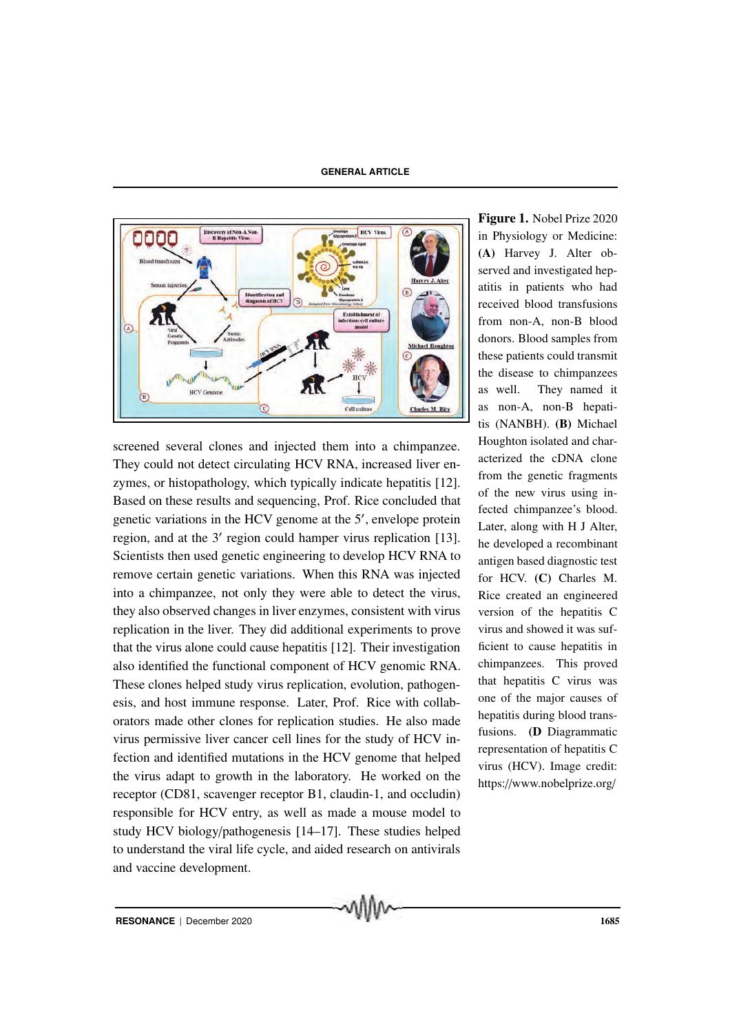screened several clones and injected them into a chimpanzee. They could not detect circulating HCV RNA, increased liver enzymes, or histopathology, which typically indicate hepatitis [12]. Based on these results and sequencing, Prof. Rice concluded that genetic variations in the HCV genome at the 5′, envelope protein region, and at the 3′ region could hamper virus replication [13]. Scientists then used genetic engineering to develop HCV RNA to remove certain genetic variations. When this RNA was injected into a chimpanzee, not only they were able to detect the virus, they also observed changes in liver enzymes, consistent with virus replication in the liver. They did additional experiments to prove that the virus alone could cause hepatitis [12]. Their investigation also identified the functional component of HCV genomic RNA. These clones helped study virus replication, evolution, pathogenesis, and host immune response. Later, Prof. Rice with collaborators made other clones for replication studies. He also made virus permissive liver cancer cell lines for the study of HCV infection and identified mutations in the HCV genome that helped the virus adapt to growth in the laboratory. He worked on the receptor (CD81, scavenger receptor B1, claudin-1, and occludin) responsible for HCV entry, as well as made a mouse model to study HCV biology/pathogenesis [14–17]. These studies helped to understand the viral life cycle, and aided research on antivirals and vaccine development.

**Figure 1.** Nobel Prize 2020 in Physiology or Medicine: **(A)** Harvey J. Alter observed and investigated hepatitis in patients who had received blood transfusions from non-A, non-B blood donors. Blood samples from these patients could transmit the disease to chimpanzees as well. They named it as non-A, non-B hepatitis (NANBH). **(B)** Michael Houghton isolated and characterized the cDNA clone from the genetic fragments of the new virus using infected chimpanzee's blood. Later, along with H J Alter, he developed a recombinant antigen based diagnostic test for HCV. **(C)** Charles M. Rice created an engineered version of the hepatitis C virus and showed it was sufficient to cause hepatitis in chimpanzees. This proved that hepatitis C virus was one of the major causes of hepatitis during blood transfusions. **(D** Diagrammatic representation of hepatitis C virus (HCV). Image credit: https://www.nobelprize.org/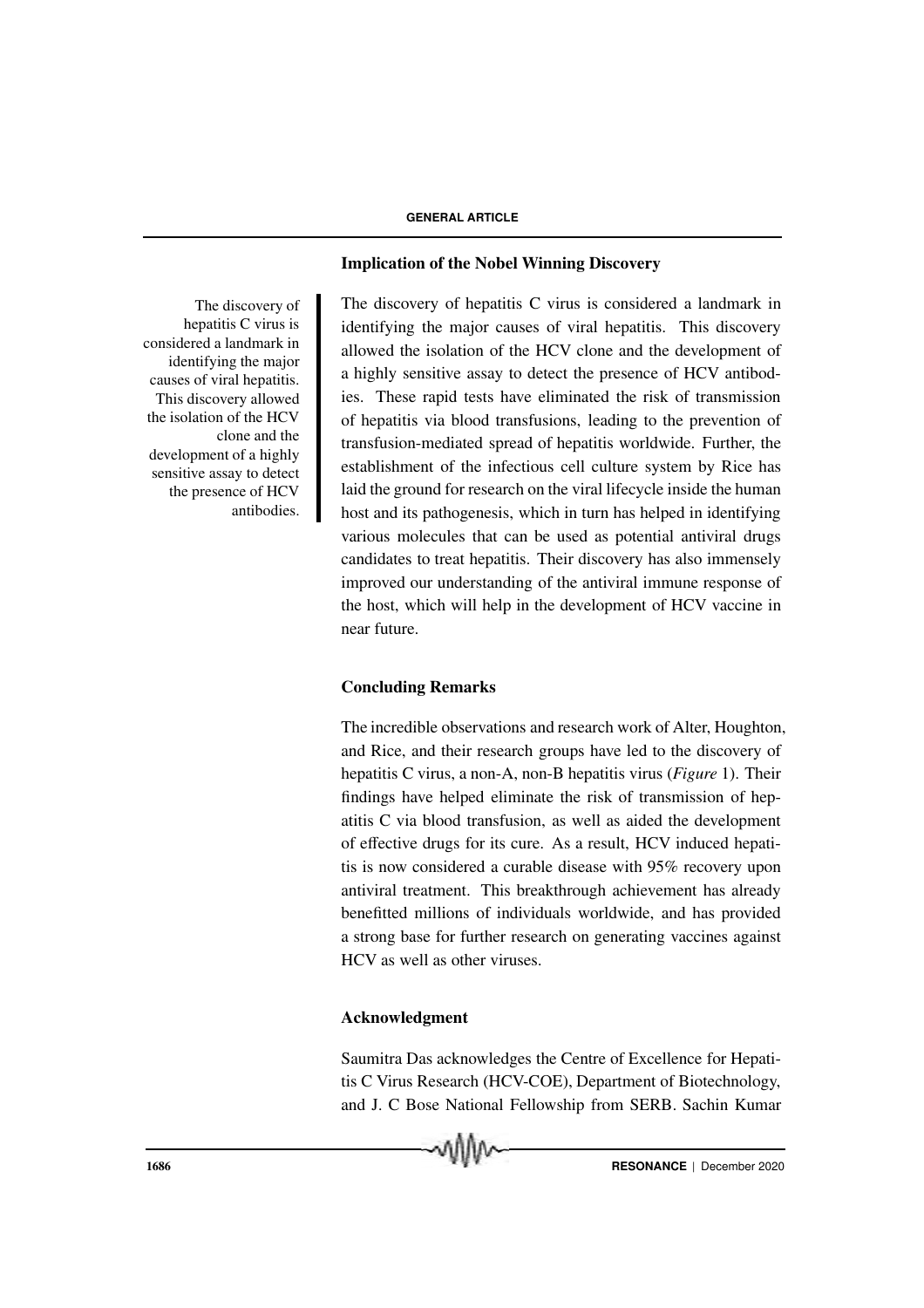## Implication of the Nobel Winning Discovery

The discovery of hepatitis C virus is considered a landmark in identifying the major causes of viral hepatitis. This discovery allowed the isolation of the HCV clone and the development of a highly sensitive assay to detect the presence of HCV antibodies. These rapid tests have eliminated the risk of transmission of hepatitis via blood transfusions, leading to the prevention of transfusion-mediated spread of hepatitis worldwide. Further, the establishment of the infectious cell culture system by Rice has laid the ground for research on the viral lifecycle inside the human host and its pathogenesis, which in turn has helped in identifying various molecules that can be used as potential antiviral drugs candidates to treat hepatitis. Their discovery has also immensely improved our understanding of the antiviral immune response of the host, which will help in the development of HCV vaccine in near future.

The discovery of hepatitis C virus is considered a landmark in identifying the major causes of viral hepatitis. This discovery allowed the isolation of the HCV clone and the development of a highly sensitive assay to detect the presence of HCV antibodies.

## Concluding Remarks

The incredible observations and research work of Alter, Houghton, and Rice, and their research groups have led to the discovery of hepatitis C virus, a non-A, non-B hepatitis virus (*Figure* 1). Their findings have helped eliminate the risk of transmission of hepatitis C via blood transfusion, as well as aided the development of effective drugs for its cure. As a result, HCV induced hepatitis is now considered a curable disease with 95% recovery upon antiviral treatment. This breakthrough achievement has already benefitted millions of individuals worldwide, and has provided a strong base for further research on generating vaccines against HCV as well as other viruses.

## Acknowledgment

Saumitra Das acknowledges the Centre of Excellence for Hepatitis C Virus Research (HCV-COE), Department of Biotechnology, and J. C Bose National Fellowship from SERB. Sachin Kumar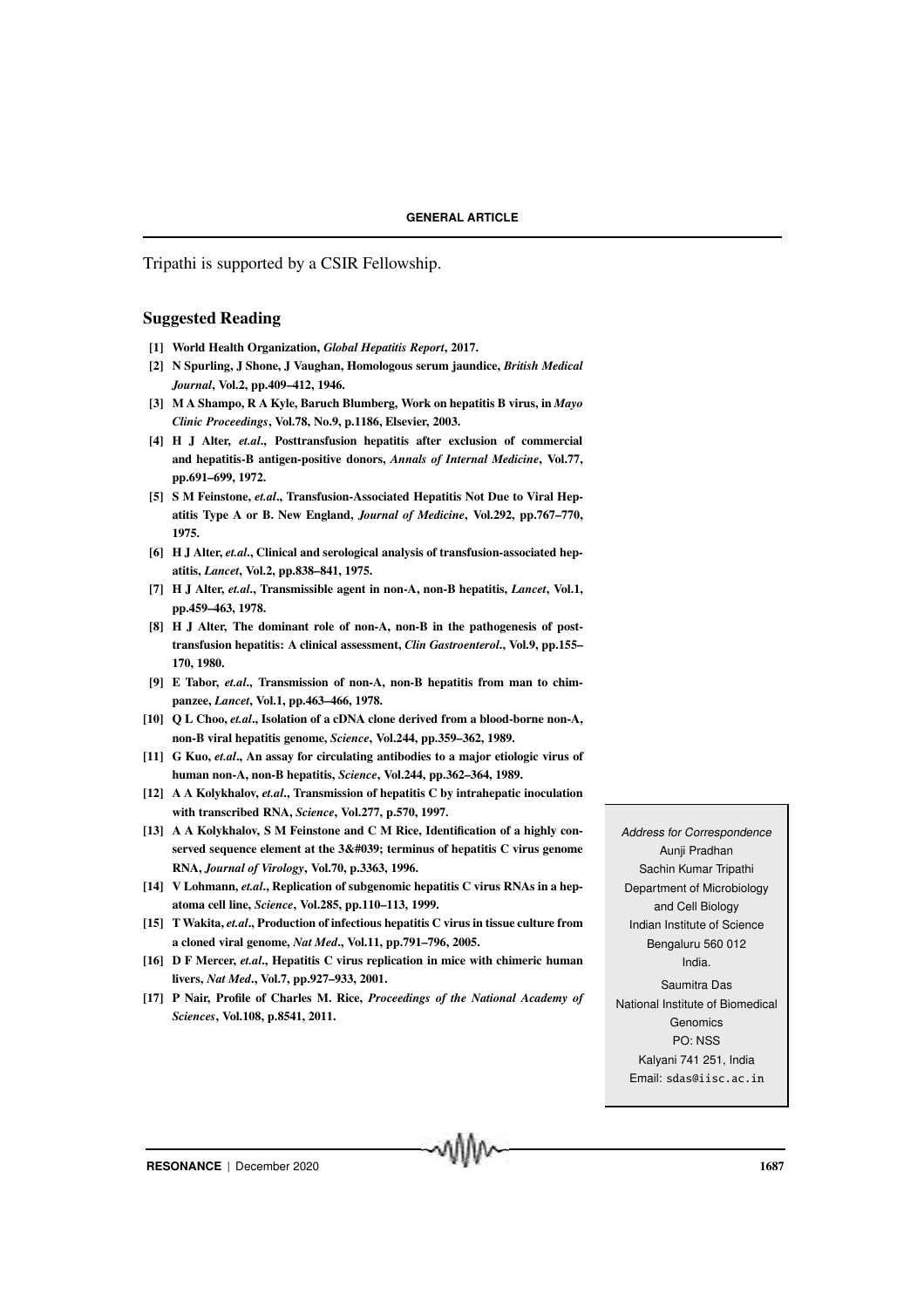Tripathi is supported by a CSIR Fellowship.

## Suggested Reading

[1] World Health Organization, *Global Hepatitis Report*, 2017.

[2] N Spurling, J Shone, J Vaughan, Homologous serum jaundice, *British Medical Journal*, Vol.2, pp.409–412, 1946.

[3] M A Shampo, R A Kyle, Baruch Blumberg, Work on hepatitis B virus, in *Mayo Clinic Proceedings*, Vol.78, No.9, p.1186, Elsevier, 2003.

[4] H J Alter, *et.al*., Posttransfusion hepatitis after exclusion of commercial and hepatitis-B antigen-positive donors, *Annals of Internal Medicine*, Vol.77, pp.691–699, 1972.

[5] S M Feinstone, *et.al*., Transfusion-Associated Hepatitis Not Due to Viral Hepatitis Type A or B. New England, *Journal of Medicine*, Vol.292, pp.767–770, 1975.

[6] H J Alter, *et.al*., Clinical and serological analysis of transfusion-associated hepatitis, *Lancet*, Vol.2, pp.838–841, 1975.

[7] H J Alter, *et.al*., Transmissible agent in non-A, non-B hepatitis, *Lancet*, Vol.1, pp.459–463, 1978.

[8] H J Alter, The dominant role of non-A, non-B in the pathogenesis of post-transfusion hepatitis: A clinical assessment, *Clin Gastroenterol*., Vol.9, pp.155–170, 1980.

[9] E Tabor, *et.al*., Transmission of non-A, non-B hepatitis from man to chimpanzee, *Lancet*, Vol.1, pp.463–466, 1978.

[10] Q L Choo, *et.al*., Isolation of a cDNA clone derived from a blood-borne non-A, non-B viral hepatitis genome, *Science*, Vol.244, pp.359–362, 1989.

[11] G Kuo, *et.al*., An assay for circulating antibodies to a major etiologic virus of human non-A, non-B hepatitis, *Science*, Vol.244, pp.362–364, 1989.

[12] A A Kolykhalov, *et.al*., Transmission of hepatitis C by intrahepatic inoculation with transcribed RNA, *Science*, Vol.277, p.570, 1997.

[13] A A Kolykhalov, S M Feinstone and C M Rice, Identification of a highly conserved sequence element at the 3&#039; terminus of hepatitis C virus genome RNA, *Journal of Virology*, Vol.70, p.3363, 1996.

[14] V Lohmann, *et.al*., Replication of subgenomic hepatitis C virus RNAs in a hepatoma cell line, *Science*, Vol.285, pp.110–113, 1999.

[15] T Wakita, *et.al*., Production of infectious hepatitis C virus in tissue culture from a cloned viral genome, *Nat Med*., Vol.11, pp.791–796, 2005.

[16] D F Mercer, *et.al*., Hepatitis C virus replication in mice with chimeric human livers, *Nat Med*., Vol.7, pp.927–933, 2001.

[17] P Nair, Profile of Charles M. Rice, *Proceedings of the National Academy of Sciences*, Vol.108, p.8541, 2011.

*Address for Correspondence*

Aunji Pradhan
Sachin Kumar Tripathi
Department of Microbiology and Cell Biology
Indian Institute of Science
Bengaluru 560 012
India.

Saumitra Das
National Institute of Biomedical Genomics
PO: NSS
Kalyani 741 251, India
Email: sdas@iisc.ac.in